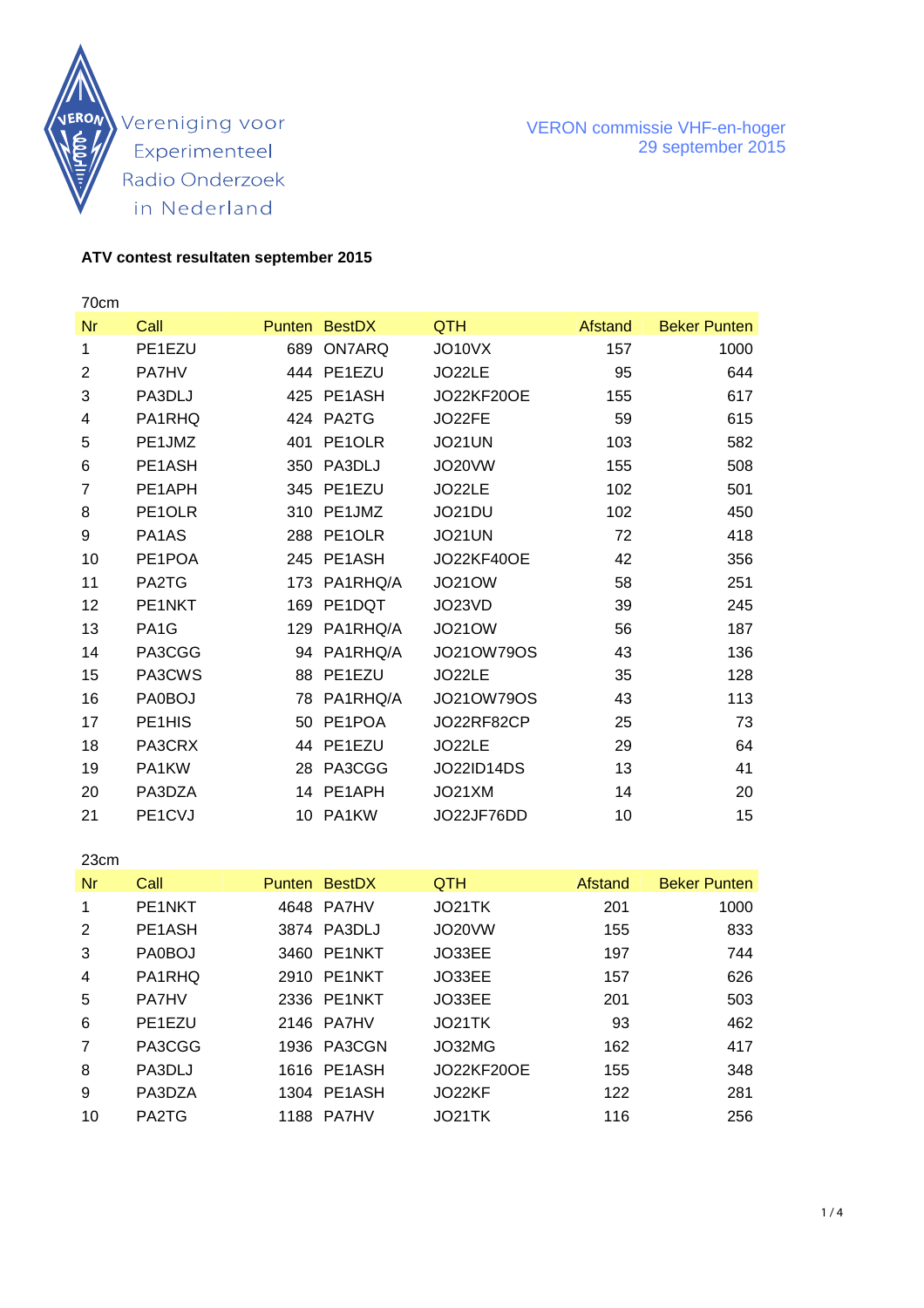Vereniging voor Experimenteel Radio Onderzoek in Nederland

VERON commissie VHF-en-hoger
29 september 2015

**ATV contest resultaten september 2015**

70cm

| Nr | Call | Punten | BestDX | QTH | Afstand | Beker Punten |
|---|---|---|---|---|---|---|
| 1 | PE1EZU | 689 | ON7ARQ | JO10VX | 157 | 1000 |
| 2 | PA7HV | 444 | PE1EZU | JO22LE | 95 | 644 |
| 3 | PA3DLJ | 425 | PE1ASH | JO22KF20OE | 155 | 617 |
| 4 | PA1RHQ | 424 | PA2TG | JO22FE | 59 | 615 |
| 5 | PE1JMZ | 401 | PE1OLR | JO21UN | 103 | 582 |
| 6 | PE1ASH | 350 | PA3DLJ | JO20VW | 155 | 508 |
| 7 | PE1APH | 345 | PE1EZU | JO22LE | 102 | 501 |
| 8 | PE1OLR | 310 | PE1JMZ | JO21DU | 102 | 450 |
| 9 | PA1AS | 288 | PE1OLR | JO21UN | 72 | 418 |
| 10 | PE1POA | 245 | PE1ASH | JO22KF40OE | 42 | 356 |
| 11 | PA2TG | 173 | PA1RHQ/A | JO21OW | 58 | 251 |
| 12 | PE1NKT | 169 | PE1DQT | JO23VD | 39 | 245 |
| 13 | PA1G | 129 | PA1RHQ/A | JO21OW | 56 | 187 |
| 14 | PA3CGG | 94 | PA1RHQ/A | JO21OW79OS | 43 | 136 |
| 15 | PA3CWS | 88 | PE1EZU | JO22LE | 35 | 128 |
| 16 | PA0BOJ | 78 | PA1RHQ/A | JO21OW79OS | 43 | 113 |
| 17 | PE1HIS | 50 | PE1POA | JO22RF82CP | 25 | 73 |
| 18 | PA3CRX | 44 | PE1EZU | JO22LE | 29 | 64 |
| 19 | PA1KW | 28 | PA3CGG | JO22ID14DS | 13 | 41 |
| 20 | PA3DZA | 14 | PE1APH | JO21XM | 14 | 20 |
| 21 | PE1CVJ | 10 | PA1KW | JO22JF76DD | 10 | 15 |

23cm

| Nr | Call | Punten | BestDX | QTH | Afstand | Beker Punten |
|---|---|---|---|---|---|---|
| 1 | PE1NKT | 4648 | PA7HV | JO21TK | 201 | 1000 |
| 2 | PE1ASH | 3874 | PA3DLJ | JO20VW | 155 | 833 |
| 3 | PA0BOJ | 3460 | PE1NKT | JO33EE | 197 | 744 |
| 4 | PA1RHQ | 2910 | PE1NKT | JO33EE | 157 | 626 |
| 5 | PA7HV | 2336 | PE1NKT | JO33EE | 201 | 503 |
| 6 | PE1EZU | 2146 | PA7HV | JO21TK | 93 | 462 |
| 7 | PA3CGG | 1936 | PA3CGN | JO32MG | 162 | 417 |
| 8 | PA3DLJ | 1616 | PE1ASH | JO22KF20OE | 155 | 348 |
| 9 | PA3DZA | 1304 | PE1ASH | JO22KF | 122 | 281 |
| 10 | PA2TG | 1188 | PA7HV | JO21TK | 116 | 256 |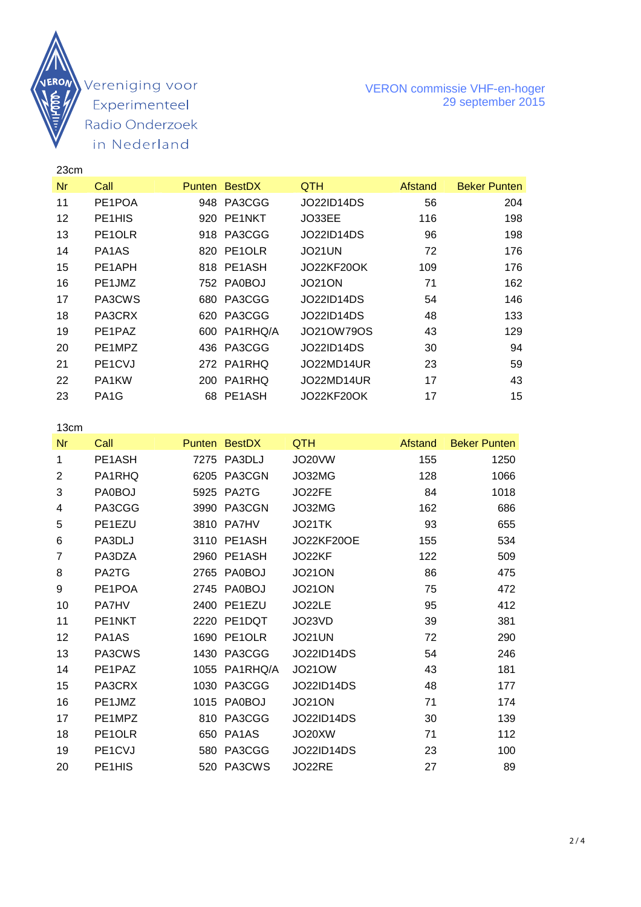Vereniging voor Experimenteel Radio Onderzoek in Nederland

VERON commissie VHF-en-hoger
29 september 2015

23cm

| Nr | Call | Punten | BestDX | QTH | Afstand | Beker Punten |
|---|---|---|---|---|---|---|
| 11 | PE1POA | 948 | PA3CGG | JO22ID14DS | 56 | 204 |
| 12 | PE1HIS | 920 | PE1NKT | JO33EE | 116 | 198 |
| 13 | PE1OLR | 918 | PA3CGG | JO22ID14DS | 96 | 198 |
| 14 | PA1AS | 820 | PE1OLR | JO21UN | 72 | 176 |
| 15 | PE1APH | 818 | PE1ASH | JO22KF20OK | 109 | 176 |
| 16 | PE1JMZ | 752 | PA0BOJ | JO21ON | 71 | 162 |
| 17 | PA3CWS | 680 | PA3CGG | JO22ID14DS | 54 | 146 |
| 18 | PA3CRX | 620 | PA3CGG | JO22ID14DS | 48 | 133 |
| 19 | PE1PAZ | 600 | PA1RHQ/A | JO21OW79OS | 43 | 129 |
| 20 | PE1MPZ | 436 | PA3CGG | JO22ID14DS | 30 | 94 |
| 21 | PE1CVJ | 272 | PA1RHQ | JO22MD14UR | 23 | 59 |
| 22 | PA1KW | 200 | PA1RHQ | JO22MD14UR | 17 | 43 |
| 23 | PA1G | 68 | PE1ASH | JO22KF20OK | 17 | 15 |

13cm

| Nr | Call | Punten | BestDX | QTH | Afstand | Beker Punten |
|---|---|---|---|---|---|---|
| 1 | PE1ASH | 7275 | PA3DLJ | JO20VW | 155 | 1250 |
| 2 | PA1RHQ | 6205 | PA3CGN | JO32MG | 128 | 1066 |
| 3 | PA0BOJ | 5925 | PA2TG | JO22FE | 84 | 1018 |
| 4 | PA3CGG | 3990 | PA3CGN | JO32MG | 162 | 686 |
| 5 | PE1EZU | 3810 | PA7HV | JO21TK | 93 | 655 |
| 6 | PA3DLJ | 3110 | PE1ASH | JO22KF20OE | 155 | 534 |
| 7 | PA3DZA | 2960 | PE1ASH | JO22KF | 122 | 509 |
| 8 | PA2TG | 2765 | PA0BOJ | JO21ON | 86 | 475 |
| 9 | PE1POA | 2745 | PA0BOJ | JO21ON | 75 | 472 |
| 10 | PA7HV | 2400 | PE1EZU | JO22LE | 95 | 412 |
| 11 | PE1NKT | 2220 | PE1DQT | JO23VD | 39 | 381 |
| 12 | PA1AS | 1690 | PE1OLR | JO21UN | 72 | 290 |
| 13 | PA3CWS | 1430 | PA3CGG | JO22ID14DS | 54 | 246 |
| 14 | PE1PAZ | 1055 | PA1RHQ/A | JO21OW | 43 | 181 |
| 15 | PA3CRX | 1030 | PA3CGG | JO22ID14DS | 48 | 177 |
| 16 | PE1JMZ | 1015 | PA0BOJ | JO21ON | 71 | 174 |
| 17 | PE1MPZ | 810 | PA3CGG | JO22ID14DS | 30 | 139 |
| 18 | PE1OLR | 650 | PA1AS | JO20XW | 71 | 112 |
| 19 | PE1CVJ | 580 | PA3CGG | JO22ID14DS | 23 | 100 |
| 20 | PE1HIS | 520 | PA3CWS | JO22RE | 27 | 89 |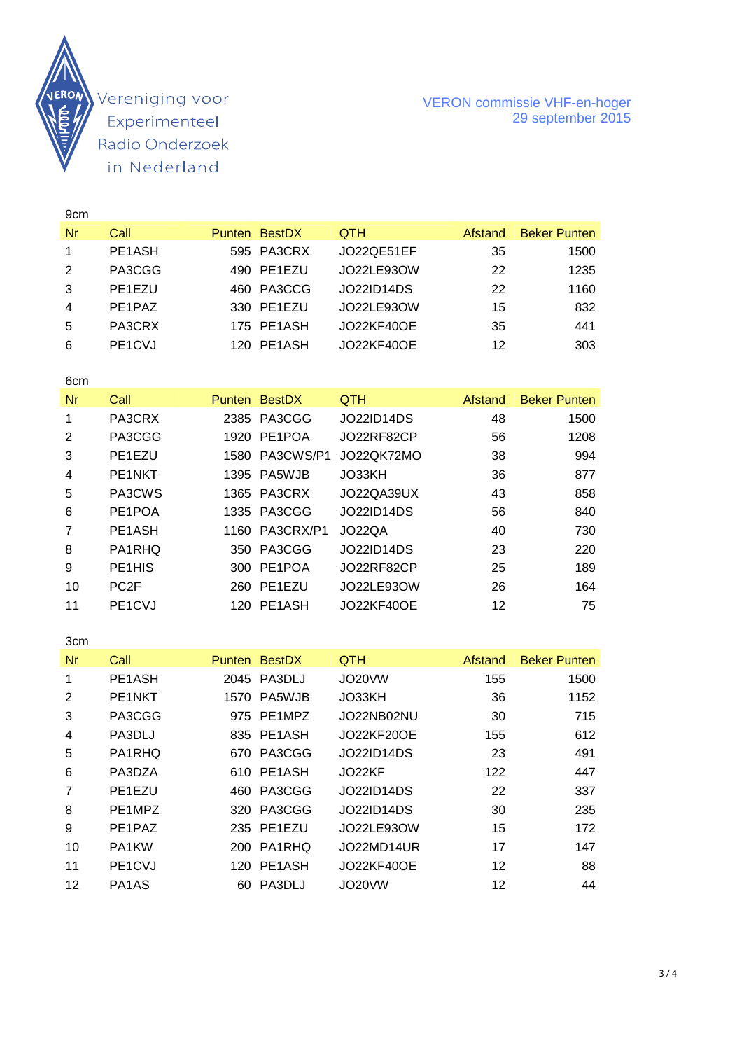Vereniging voor Experimenteel Radio Onderzoek in Nederland

VERON commissie VHF-en-hoger
29 september 2015

9cm

| Nr | Call | Punten | BestDX | QTH | Afstand | Beker Punten |
|---|---|---|---|---|---|---|
| 1 | PE1ASH | 595 | PA3CRX | JO22QE51EF | 35 | 1500 |
| 2 | PA3CGG | 490 | PE1EZU | JO22LE93OW | 22 | 1235 |
| 3 | PE1EZU | 460 | PA3CCG | JO22ID14DS | 22 | 1160 |
| 4 | PE1PAZ | 330 | PE1EZU | JO22LE93OW | 15 | 832 |
| 5 | PA3CRX | 175 | PE1ASH | JO22KF40OE | 35 | 441 |
| 6 | PE1CVJ | 120 | PE1ASH | JO22KF40OE | 12 | 303 |

6cm

| Nr | Call | Punten | BestDX | QTH | Afstand | Beker Punten |
|---|---|---|---|---|---|---|
| 1 | PA3CRX | 2385 | PA3CGG | JO22ID14DS | 48 | 1500 |
| 2 | PA3CGG | 1920 | PE1POA | JO22RF82CP | 56 | 1208 |
| 3 | PE1EZU | 1580 | PA3CWS/P1 | JO22QK72MO | 38 | 994 |
| 4 | PE1NKT | 1395 | PA5WJB | JO33KH | 36 | 877 |
| 5 | PA3CWS | 1365 | PA3CRX | JO22QA39UX | 43 | 858 |
| 6 | PE1POA | 1335 | PA3CGG | JO22ID14DS | 56 | 840 |
| 7 | PE1ASH | 1160 | PA3CRX/P1 | JO22QA | 40 | 730 |
| 8 | PA1RHQ | 350 | PA3CGG | JO22ID14DS | 23 | 220 |
| 9 | PE1HIS | 300 | PE1POA | JO22RF82CP | 25 | 189 |
| 10 | PC2F | 260 | PE1EZU | JO22LE93OW | 26 | 164 |
| 11 | PE1CVJ | 120 | PE1ASH | JO22KF40OE | 12 | 75 |

3cm

| Nr | Call | Punten | BestDX | QTH | Afstand | Beker Punten |
|---|---|---|---|---|---|---|
| 1 | PE1ASH | 2045 | PA3DLJ | JO20VW | 155 | 1500 |
| 2 | PE1NKT | 1570 | PA5WJB | JO33KH | 36 | 1152 |
| 3 | PA3CGG | 975 | PE1MPZ | JO22NB02NU | 30 | 715 |
| 4 | PA3DLJ | 835 | PE1ASH | JO22KF20OE | 155 | 612 |
| 5 | PA1RHQ | 670 | PA3CGG | JO22ID14DS | 23 | 491 |
| 6 | PA3DZA | 610 | PE1ASH | JO22KF | 122 | 447 |
| 7 | PE1EZU | 460 | PA3CGG | JO22ID14DS | 22 | 337 |
| 8 | PE1MPZ | 320 | PA3CGG | JO22ID14DS | 30 | 235 |
| 9 | PE1PAZ | 235 | PE1EZU | JO22LE93OW | 15 | 172 |
| 10 | PA1KW | 200 | PA1RHQ | JO22MD14UR | 17 | 147 |
| 11 | PE1CVJ | 120 | PE1ASH | JO22KF40OE | 12 | 88 |
| 12 | PA1AS | 60 | PA3DLJ | JO20VW | 12 | 44 |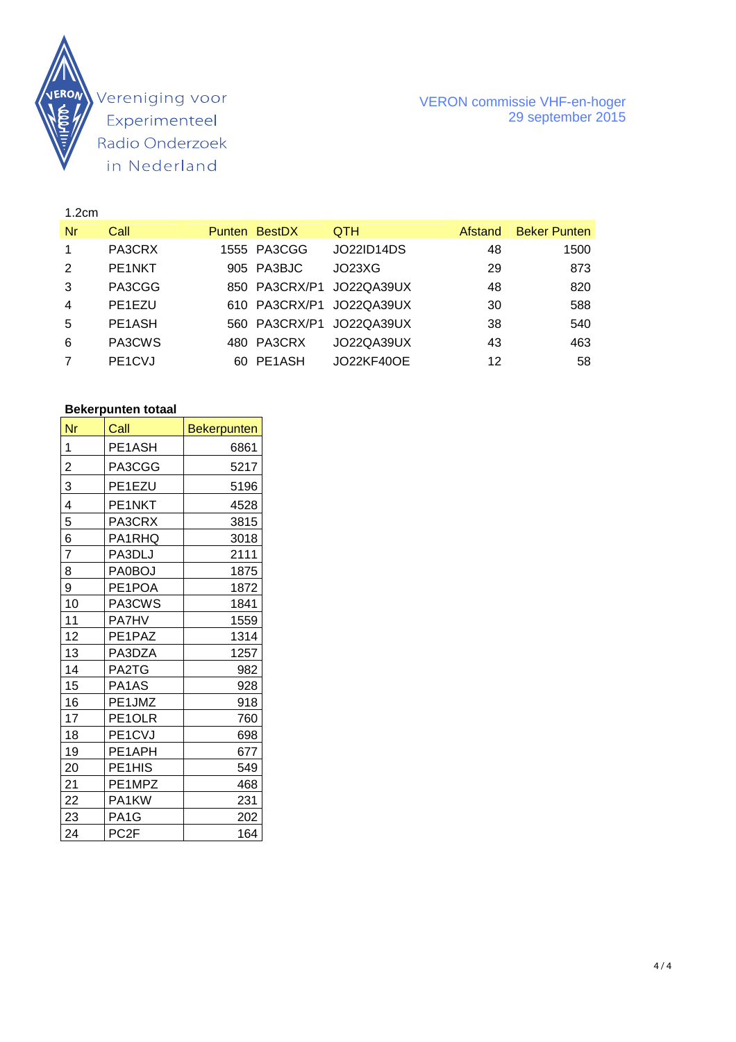Vereniging voor Experimenteel Radio Onderzoek in Nederland

VERON commissie VHF-en-hoger
29 september 2015

1.2cm

| Nr | Call | Punten | BestDX | QTH | Afstand | Beker Punten |
|---|---|---|---|---|---|---|
| 1 | PA3CRX | 1555 | PA3CGG | JO22ID14DS | 48 | 1500 |
| 2 | PE1NKT | 905 | PA3BJC | JO23XG | 29 | 873 |
| 3 | PA3CGG | 850 | PA3CRX/P1 | JO22QA39UX | 48 | 820 |
| 4 | PE1EZU | 610 | PA3CRX/P1 | JO22QA39UX | 30 | 588 |
| 5 | PE1ASH | 560 | PA3CRX/P1 | JO22QA39UX | 38 | 540 |
| 6 | PA3CWS | 480 | PA3CRX | JO22QA39UX | 43 | 463 |
| 7 | PE1CVJ | 60 | PE1ASH | JO22KF40OE | 12 | 58 |

**Bekerpunten totaal**

| Nr | Call | Bekerpunten |
|---|---|---|
| 1 | PE1ASH | 6861 |
| 2 | PA3CGG | 5217 |
| 3 | PE1EZU | 5196 |
| 4 | PE1NKT | 4528 |
| 5 | PA3CRX | 3815 |
| 6 | PA1RHQ | 3018 |
| 7 | PA3DLJ | 2111 |
| 8 | PA0BOJ | 1875 |
| 9 | PE1POA | 1872 |
| 10 | PA3CWS | 1841 |
| 11 | PA7HV | 1559 |
| 12 | PE1PAZ | 1314 |
| 13 | PA3DZA | 1257 |
| 14 | PA2TG | 982 |
| 15 | PA1AS | 928 |
| 16 | PE1JMZ | 918 |
| 17 | PE1OLR | 760 |
| 18 | PE1CVJ | 698 |
| 19 | PE1APH | 677 |
| 20 | PE1HIS | 549 |
| 21 | PE1MPZ | 468 |
| 22 | PA1KW | 231 |
| 23 | PA1G | 202 |
| 24 | PC2F | 164 |